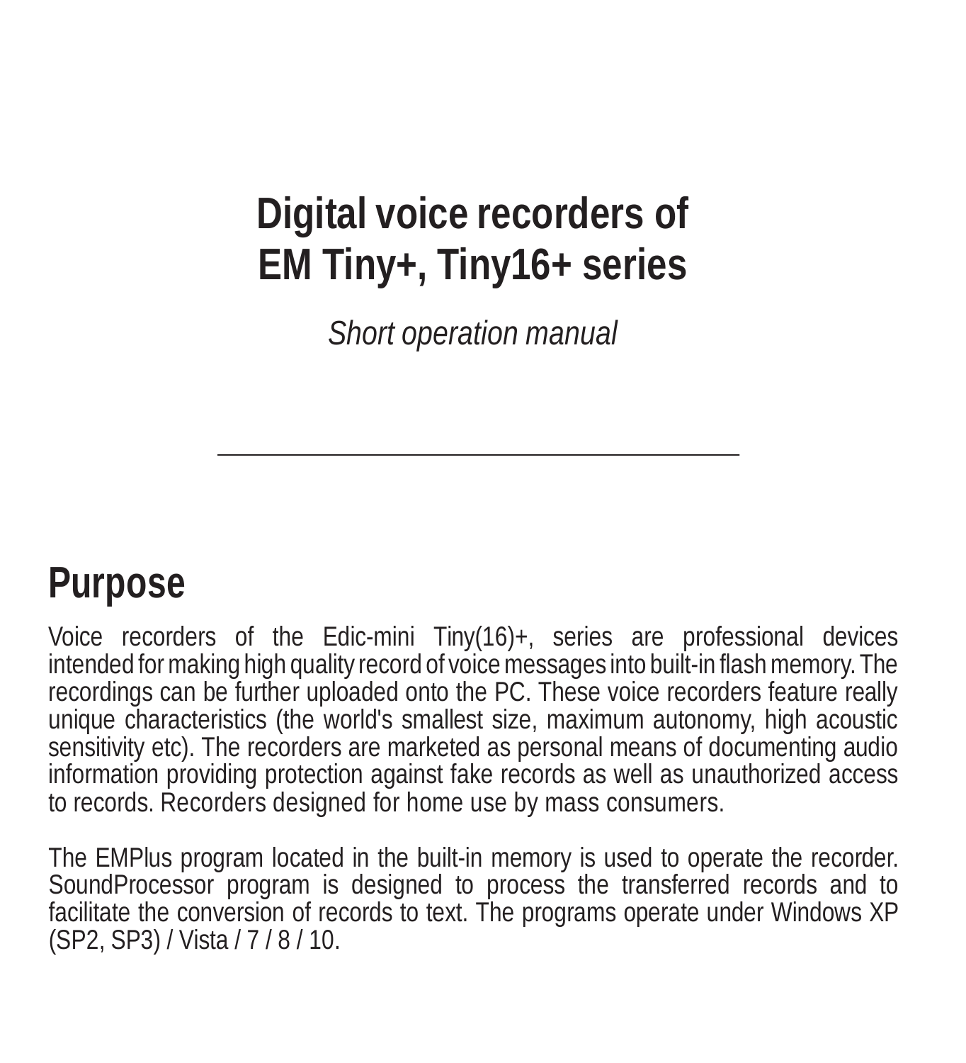# Digital voice recorders of EM Tiny+, Tiny16+ series

*Short operation manual*

---

## Purpose

Voice recorders of the Edic-mini Tiny(16)+, series are professional devices intended for making high quality record of voice messages into built-in flash memory. The recordings can be further uploaded onto the PC. These voice recorders feature really unique characteristics (the world's smallest size, maximum autonomy, high acoustic sensitivity etc). The recorders are marketed as personal means of documenting audio information providing protection against fake records as well as unauthorized access to records. Recorders designed for home use by mass consumers.

The EMPlus program located in the built-in memory is used to operate the recorder. SoundProcessor program is designed to process the transferred records and to facilitate the conversion of records to text. The programs operate under Windows XP (SP2, SP3) / Vista / 7 / 8 / 10.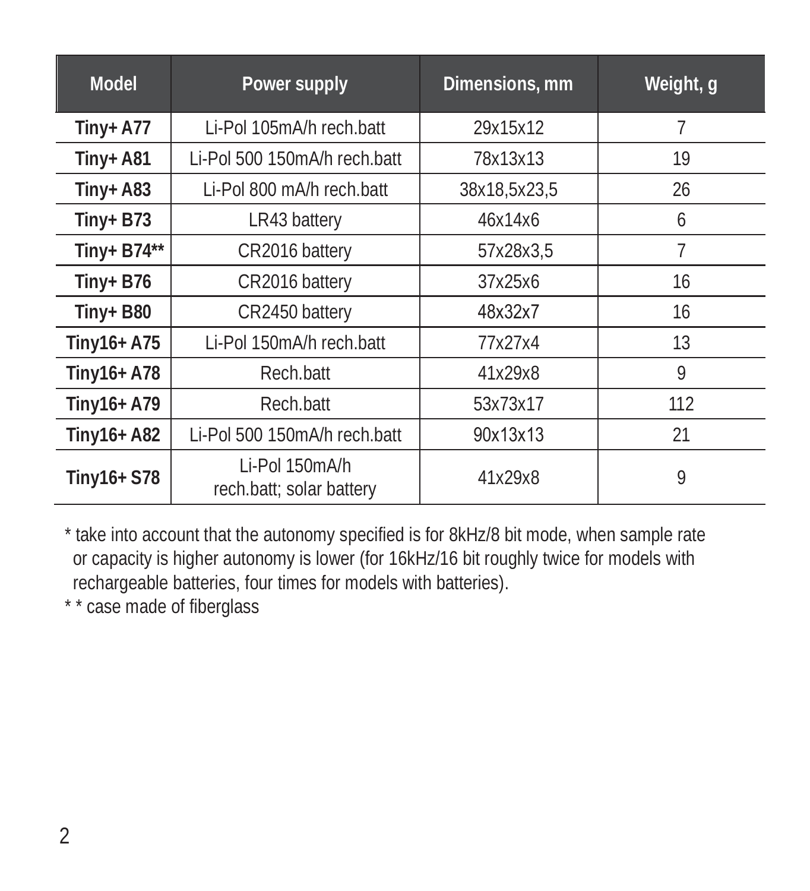| Model | Power supply | Dimensions, mm | Weight, g |
|---|---|---|---|
| **Tiny+ A77** | Li-Pol 105mA/h rech.batt | 29x15x12 | 7 |
| **Tiny+ A81** | Li-Pol 500 150mA/h rech.batt | 78x13x13 | 19 |
| **Tiny+ A83** | Li-Pol 800 mA/h rech.batt | 38x18,5x23,5 | 26 |
| **Tiny+ B73** | LR43 battery | 46x14x6 | 6 |
| **Tiny+ B74**** | CR2016 battery | 57x28x3,5 | 7 |
| **Tiny+ B76** | CR2016 battery | 37x25x6 | 16 |
| **Tiny+ B80** | CR2450 battery | 48x32x7 | 16 |
| **Tiny16+ A75** | Li-Pol 150mA/h rech.batt | 77x27x4 | 13 |
| **Tiny16+ A78** | Rech.batt | 41x29x8 | 9 |
| **Tiny16+ A79** | Rech.batt | 53x73x17 | 112 |
| **Tiny16+ A82** | Li-Pol 500 150mA/h rech.batt | 90x13x13 | 21 |
| **Tiny16+ S78** | Li-Pol 150mA/h rech.batt; solar battery | 41x29x8 | 9 |

* take into account that the autonomy specified is for 8kHz/8 bit mode, when sample rate or capacity is higher autonomy is lower (for 16kHz/16 bit roughly twice for models with rechargeable batteries, four times for models with batteries).

* * case made of fiberglass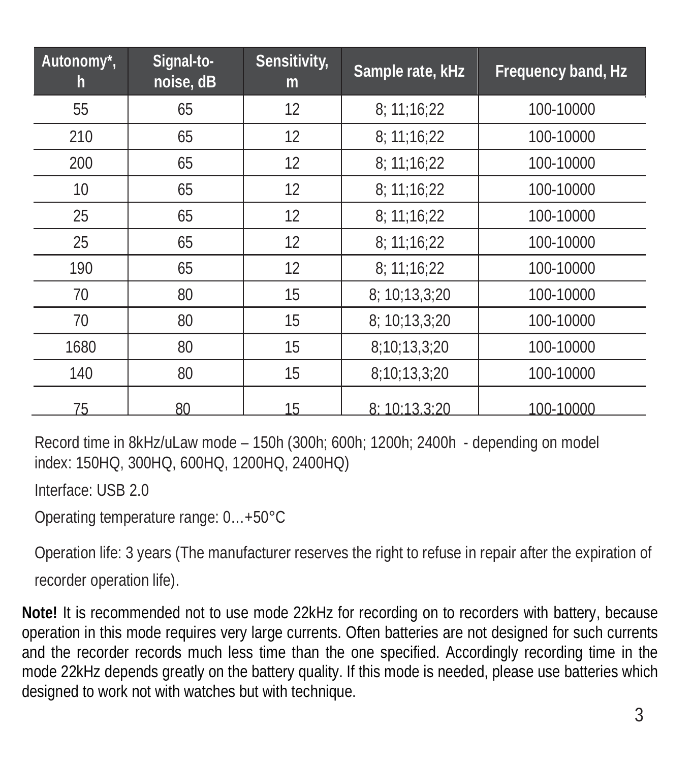| Autonomy*, h | Signal-to-noise, dB | Sensitivity, m | Sample rate, kHz | Frequency band, Hz |
| --- | --- | --- | --- | --- |
| 55 | 65 | 12 | 8; 11;16;22 | 100-10000 |
| 210 | 65 | 12 | 8; 11;16;22 | 100-10000 |
| 200 | 65 | 12 | 8; 11;16;22 | 100-10000 |
| 10 | 65 | 12 | 8; 11;16;22 | 100-10000 |
| 25 | 65 | 12 | 8; 11;16;22 | 100-10000 |
| 25 | 65 | 12 | 8; 11;16;22 | 100-10000 |
| 190 | 65 | 12 | 8; 11;16;22 | 100-10000 |
| 70 | 80 | 15 | 8; 10;13,3;20 | 100-10000 |
| 70 | 80 | 15 | 8; 10;13,3;20 | 100-10000 |
| 1680 | 80 | 15 | 8;10;13,3;20 | 100-10000 |
| 140 | 80 | 15 | 8;10;13,3;20 | 100-10000 |
| 75 | 80 | 15 | 8; 10;13,3;20 | 100-10000 |

Record time in 8kHz/uLaw mode – 150h (300h; 600h; 1200h; 2400h - depending on model index: 150HQ, 300HQ, 600HQ, 1200HQ, 2400HQ)

Interface: USB 2.0

Operating temperature range: 0…+50°C

Operation life: 3 years (The manufacturer reserves the right to refuse in repair after the expiration of recorder operation life).

**Note!** It is recommended not to use mode 22kHz for recording on to recorders with battery, because operation in this mode requires very large currents. Often batteries are not designed for such currents and the recorder records much less time than the one specified. Accordingly recording time in the mode 22kHz depends greatly on the battery quality. If this mode is needed, please use batteries which designed to work not with watches but with technique.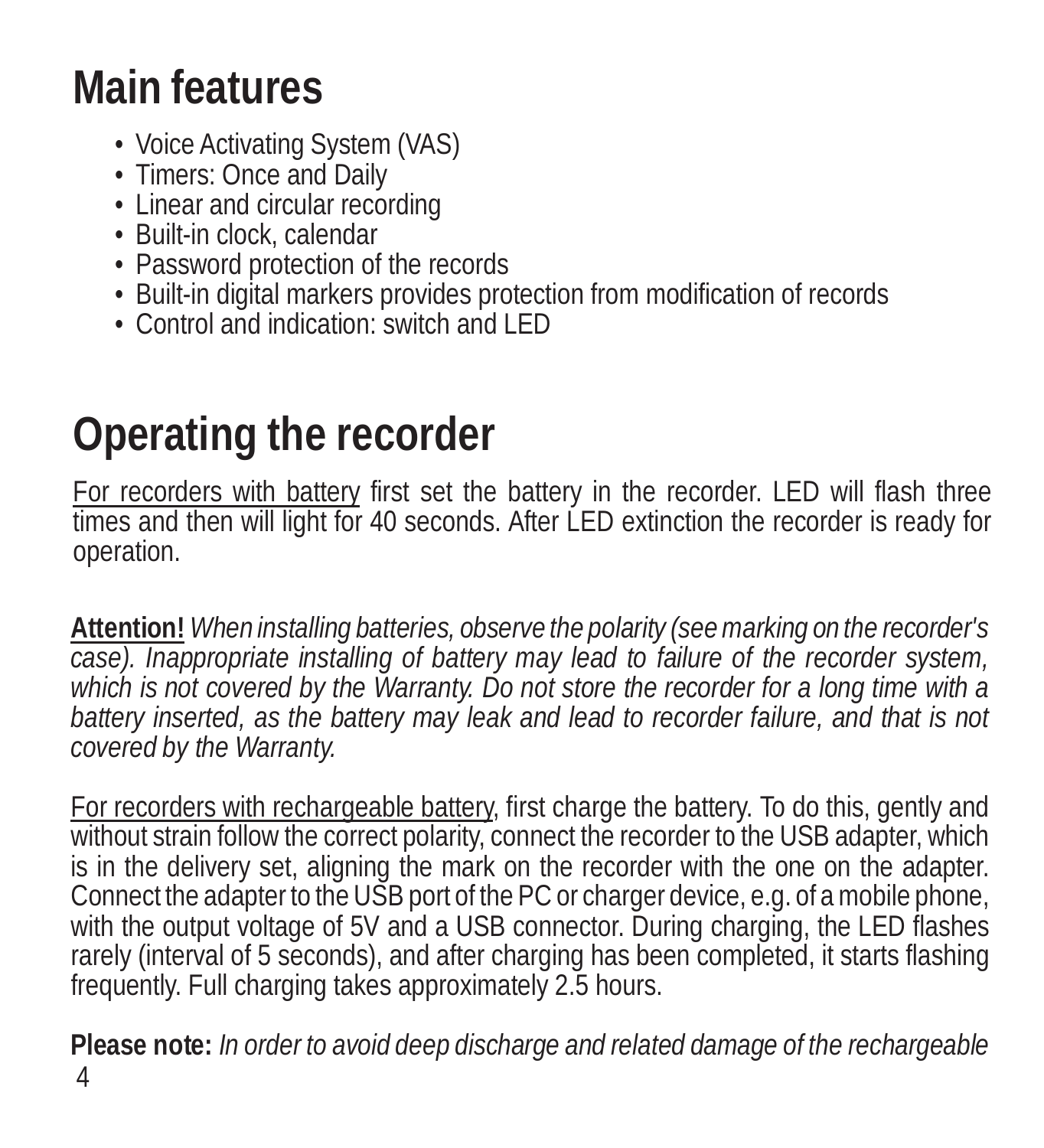# Main features

- Voice Activating System (VAS)
- Timers: Once and Daily
- Linear and circular recording
- Built-in clock, calendar
- Password protection of the records
- Built-in digital markers provides protection from modification of records
- Control and indication: switch and LED

# Operating the recorder

For recorders with battery first set the battery in the recorder. LED will flash three times and then will light for 40 seconds. After LED extinction the recorder is ready for operation.

**Attention!** *When installing batteries, observe the polarity (see marking on the recorder's case). Inappropriate installing of battery may lead to failure of the recorder system, which is not covered by the Warranty. Do not store the recorder for a long time with a battery inserted, as the battery may leak and lead to recorder failure, and that is not covered by the Warranty.*

For recorders with rechargeable battery, first charge the battery. To do this, gently and without strain follow the correct polarity, connect the recorder to the USB adapter, which is in the delivery set, aligning the mark on the recorder with the one on the adapter. Connect the adapter to the USB port of the PC or charger device, e.g. of a mobile phone, with the output voltage of 5V and a USB connector. During charging, the LED flashes rarely (interval of 5 seconds), and after charging has been completed, it starts flashing frequently. Full charging takes approximately 2.5 hours.

**Please note:** *In order to avoid deep discharge and related damage of the rechargeable*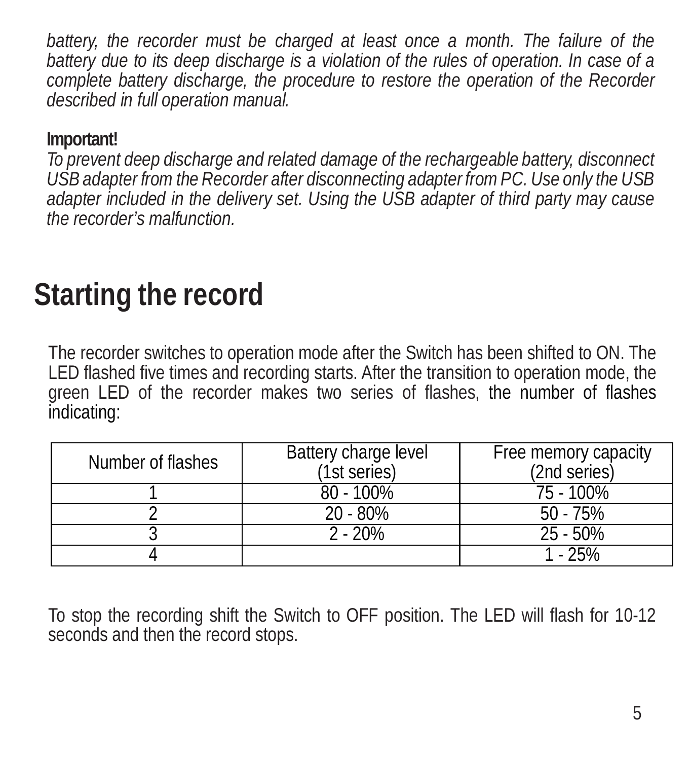*battery, the recorder must be charged at least once a month. The failure of the battery due to its deep discharge is a violation of the rules of operation. In case of a complete battery discharge, the procedure to restore the operation of the Recorder described in full operation manual.*

**Important!**

*To prevent deep discharge and related damage of the rechargeable battery, disconnect USB adapter from the Recorder after disconnecting adapter from PC. Use only the USB adapter included in the delivery set. Using the USB adapter of third party may cause the recorder's malfunction.*

# Starting the record

The recorder switches to operation mode after the Switch has been shifted to ON. The LED flashed five times and recording starts. After the transition to operation mode, the green LED of the recorder makes two series of flashes, the number of flashes indicating:

| Number of flashes | Battery charge level (1st series) | Free memory capacity (2nd series) |
|---|---|---|
| 1 | 80 - 100% | 75 - 100% |
| 2 | 20 - 80% | 50 - 75% |
| 3 | 2 - 20% | 25 - 50% |
| 4 | | 1 - 25% |

To stop the recording shift the Switch to OFF position. The LED will flash for 10-12 seconds and then the record stops.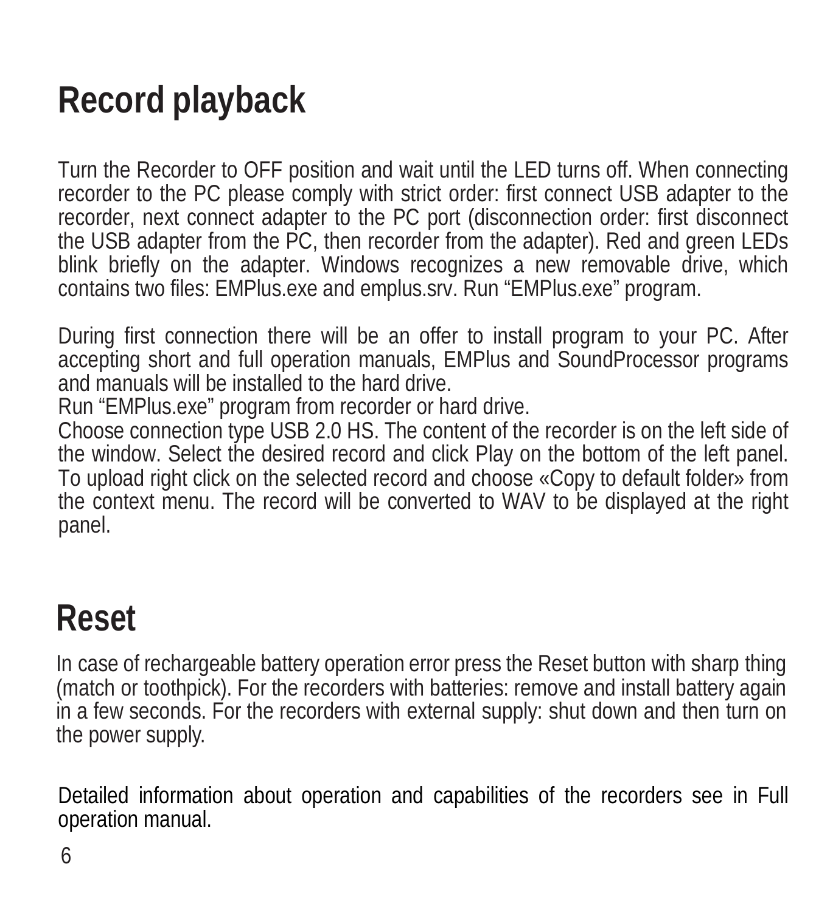# Record playback

Turn the Recorder to OFF position and wait until the LED turns off. When connecting recorder to the PC please comply with strict order: first connect USB adapter to the recorder, next connect adapter to the PC port (disconnection order: first disconnect the USB adapter from the PC, then recorder from the adapter). Red and green LEDs blink briefly on the adapter. Windows recognizes a new removable drive, which contains two files: EMPlus.exe and emplus.srv. Run “EMPlus.exe” program.

During first connection there will be an offer to install program to your PC. After accepting short and full operation manuals, EMPlus and SoundProcessor programs and manuals will be installed to the hard drive.
Run “EMPlus.exe” program from recorder or hard drive.
Choose connection type USB 2.0 HS. The content of the recorder is on the left side of the window. Select the desired record and click Play on the bottom of the left panel. To upload right click on the selected record and choose «Copy to default folder» from the context menu. The record will be converted to WAV to be displayed at the right panel.

# Reset

In case of rechargeable battery operation error press the Reset button with sharp thing (match or toothpick). For the recorders with batteries: remove and install battery again in a few seconds. For the recorders with external supply: shut down and then turn on the power supply.

Detailed information about operation and capabilities of the recorders see in Full operation manual.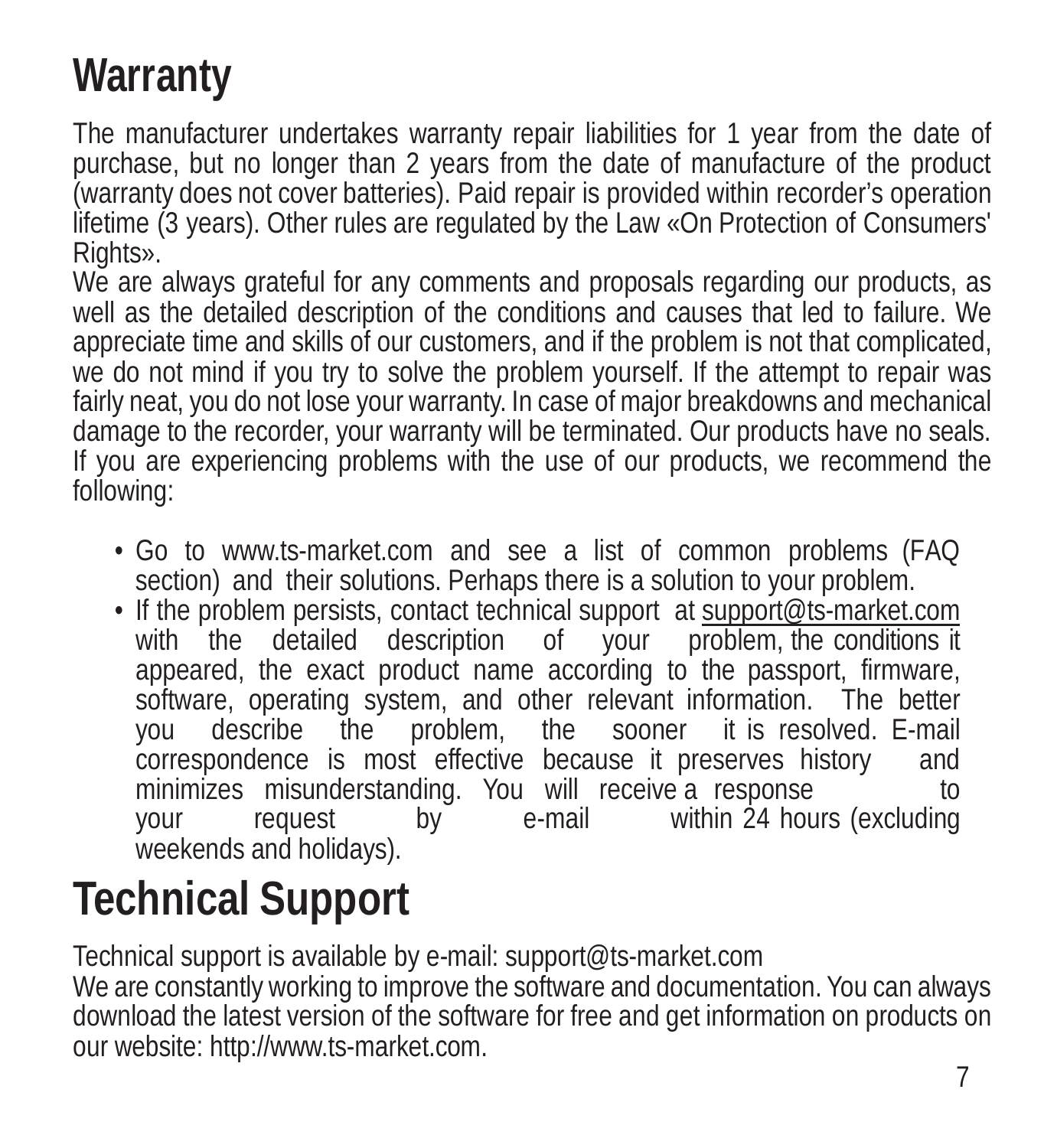# Warranty

The manufacturer undertakes warranty repair liabilities for 1 year from the date of purchase, but no longer than 2 years from the date of manufacture of the product (warranty does not cover batteries). Paid repair is provided within recorder's operation lifetime (3 years). Other rules are regulated by the Law «On Protection of Consumers' Rights».

We are always grateful for any comments and proposals regarding our products, as well as the detailed description of the conditions and causes that led to failure. We appreciate time and skills of our customers, and if the problem is not that complicated, we do not mind if you try to solve the problem yourself. If the attempt to repair was fairly neat, you do not lose your warranty. In case of major breakdowns and mechanical damage to the recorder, your warranty will be terminated. Our products have no seals. If you are experiencing problems with the use of our products, we recommend the following:

- Go to www.ts-market.com and see a list of common problems (FAQ section) and their solutions. Perhaps there is a solution to your problem.
- If the problem persists, contact technical support at support@ts-market.com with the detailed description of your problem, the conditions it appeared, the exact product name according to the passport, firmware, software, operating system, and other relevant information. The better you describe the problem, the sooner it is resolved. E-mail correspondence is most effective because it preserves history and minimizes misunderstanding. You will receive a response to your request by e-mail within 24 hours (excluding weekends and holidays).

# Technical Support

Technical support is available by e-mail: support@ts-market.com

We are constantly working to improve the software and documentation. You can always download the latest version of the software for free and get information on products on our website: http://www.ts-market.com.